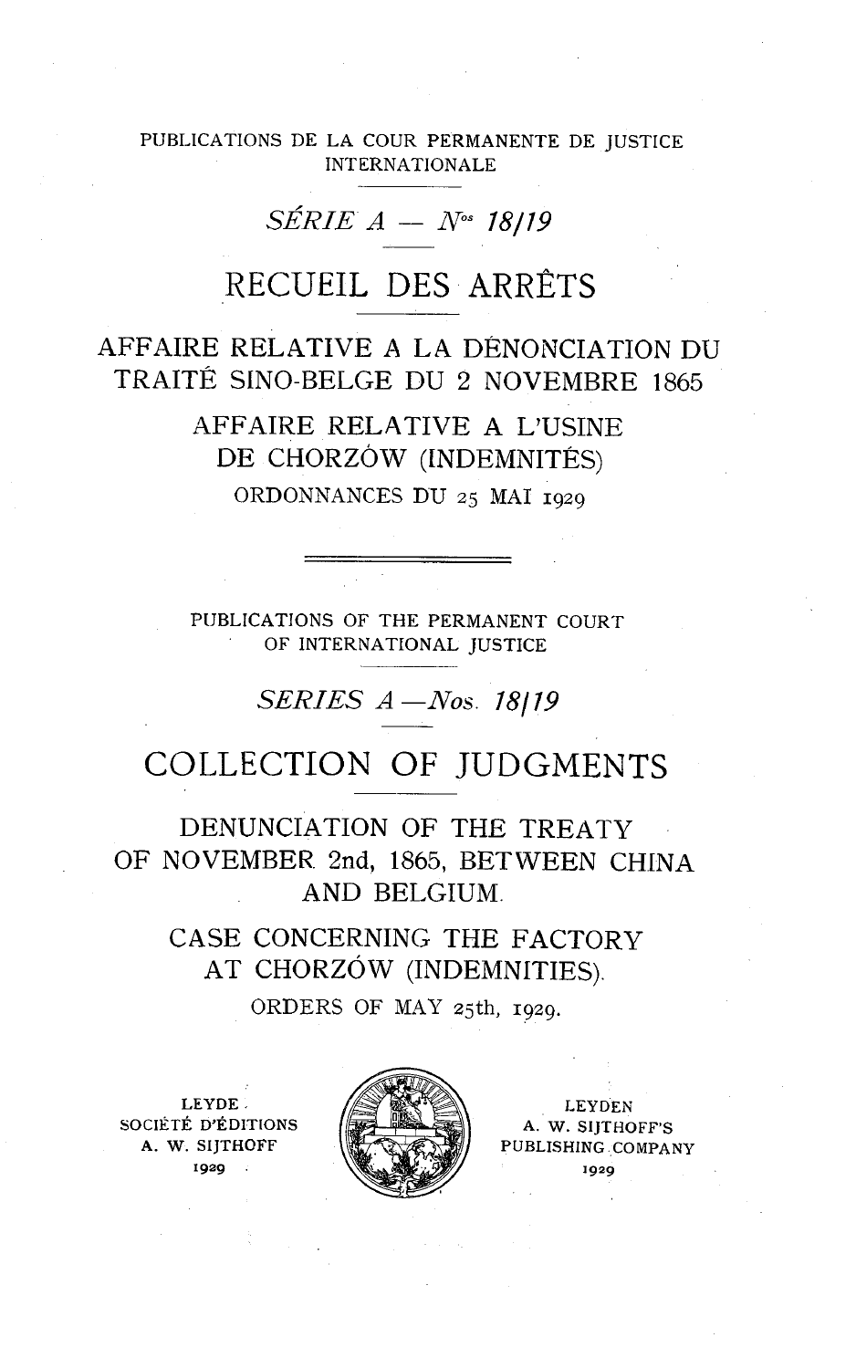PUBLICATIONS DE LA COUR PERMANENTE DE JUSTICE INTERNATIONALE

*SÉRIE A — Nos 18/19*

# RECUEIL DES ARRÊTS

## AFFAIRE RELATIVE A LA DÉNONCIATION DU TRAITÉ SINO-BELGE DU 2 NOVEMBRE 1865

## AFFAIRE RELATIVE A L'USINE DE CHORZÓW (INDEMNITÉS)

ORDONNANCES DU 25 MAI 1929

---

PUBLICATIONS OF THE PERMANENT COURT OF INTERNATIONAL JUSTICE

*SERIES A —Nos. 18/19*

# COLLECTION OF JUDGMENTS

## DENUNCIATION OF THE TREATY OF NOVEMBER 2nd, 1865, BETWEEN CHINA AND BELGIUM.

## CASE CONCERNING THE FACTORY AT CHORZÓW (INDEMNITIES).

ORDERS OF MAY 25th, 1929.

LEYDE
SOCIÉTÉ D'ÉDITIONS
A. W. SIJTHOFF
1929

LEYDEN
A. W. SIJTHOFF'S
PUBLISHING COMPANY
1929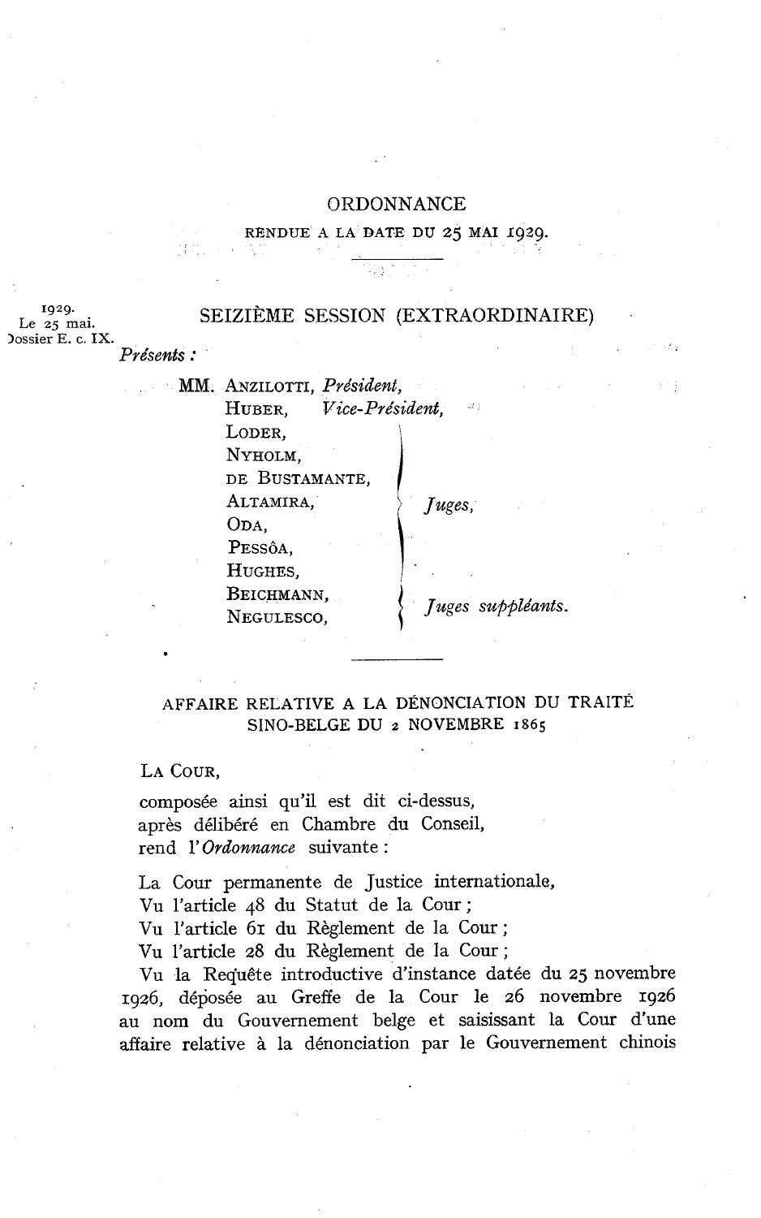# ORDONNANCE

RENDUE A LA DATE DU 25 MAI 1929.

1929.
Le 25 mai.
Dossier E. c. IX.

## SEIZIÈME SESSION (EXTRAORDINAIRE)

*Présents :*

MM. ANZILOTTI, *Président,*
HUBER, *Vice-Président,*
LODER,
NYHOLM,
DE BUSTAMANTE,
ALTAMIRA,
ODA,
PESSÔA,
HUGHES, } *Juges,*
BEICHMANN,
NEGULESCO, } *Juges suppléants.*

## AFFAIRE RELATIVE A LA DÉNONCIATION DU TRAITÉ SINO-BELGE DU 2 NOVEMBRE 1865

LA COUR,

composée ainsi qu'il est dit ci-dessus,
après délibéré en Chambre du Conseil,
rend l'*Ordonnance* suivante :

La Cour permanente de Justice internationale,
Vu l'article 48 du Statut de la Cour ;
Vu l'article 61 du Règlement de la Cour ;
Vu l'article 28 du Règlement de la Cour ;

Vu la Requête introductive d'instance datée du 25 novembre 1926, déposée au Greffe de la Cour le 26 novembre 1926 au nom du Gouvernement belge et saisissant la Cour d'une affaire relative à la dénonciation par le Gouvernement chinois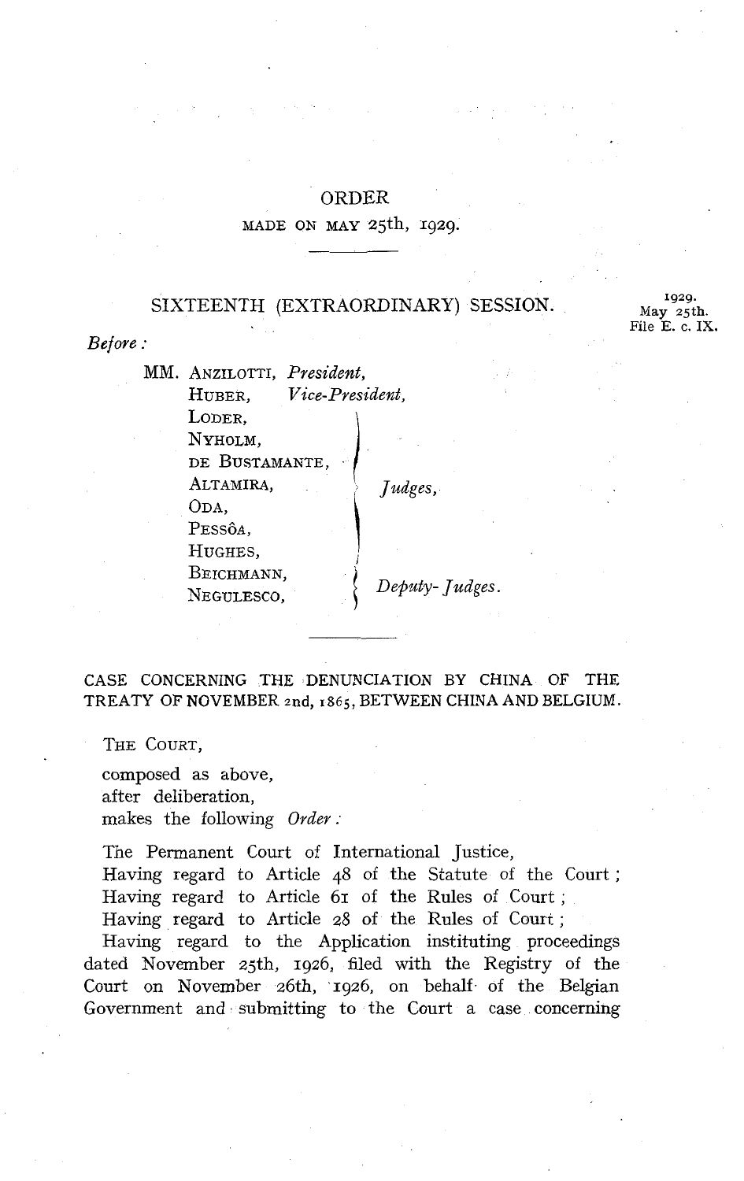# ORDER

MADE ON MAY 25th, 1929.

## SIXTEENTH (EXTRAORDINARY) SESSION.

1929.
May 25th.
File E. c. IX.

*Before:*

MM. ANZILOTTI, *President*,
HUBER, *Vice-President*,
LODER, NYHOLM, DE BUSTAMANTE, ALTAMIRA, ODA, PESSÔA, HUGHES, *Judges*,
BEICHMANN, NEGULESCO, *Deputy-Judges*.

CASE CONCERNING THE DENUNCIATION BY CHINA OF THE TREATY OF NOVEMBER 2nd, 1865, BETWEEN CHINA AND BELGIUM.

THE COURT,

composed as above,
after deliberation,
makes the following *Order*:

The Permanent Court of International Justice,

Having regard to Article 48 of the Statute of the Court;

Having regard to Article 61 of the Rules of Court;

Having regard to Article 28 of the Rules of Court;

Having regard to the Application instituting proceedings dated November 25th, 1926, filed with the Registry of the Court on November 26th, 1926, on behalf of the Belgian Government and submitting to the Court a case concerning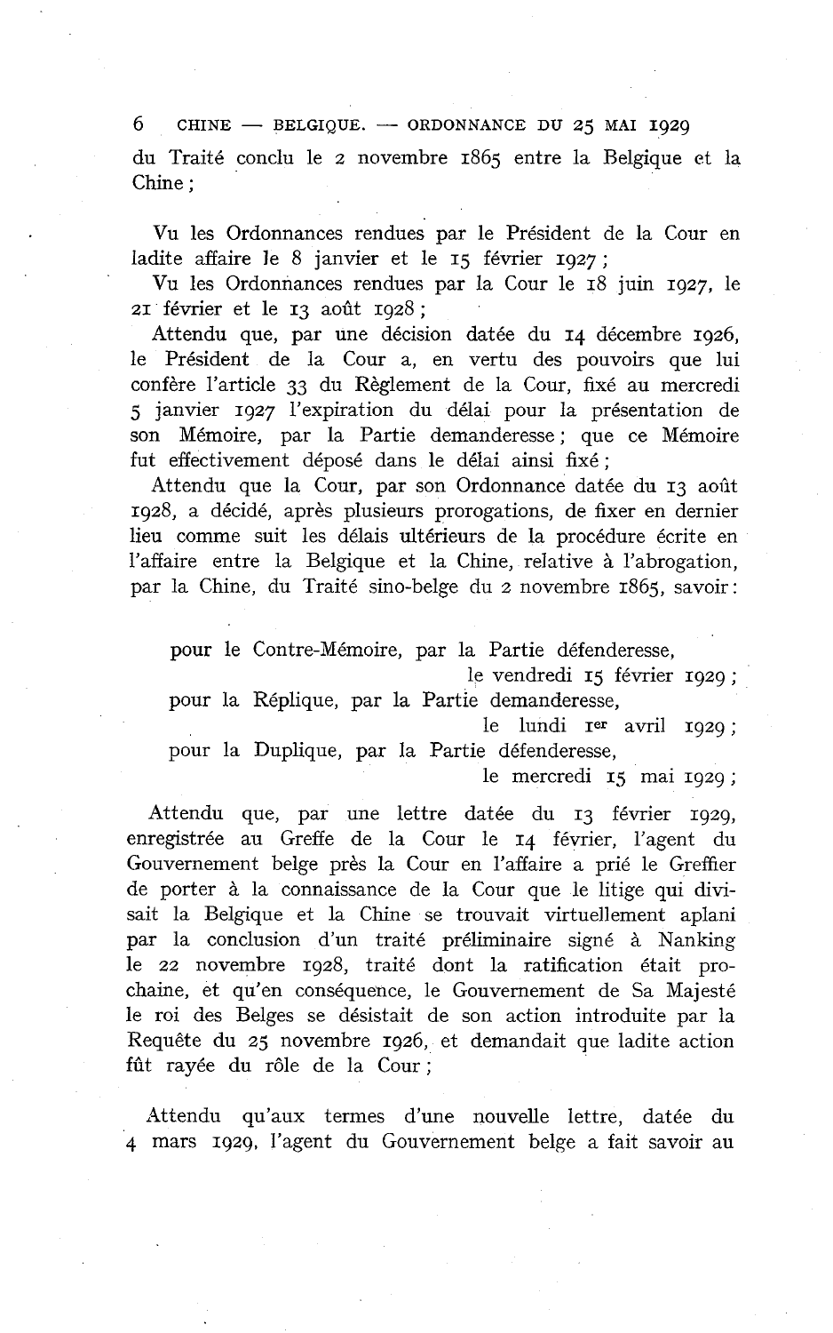du Traité conclu le 2 novembre 1865 entre la Belgique et la Chine ;

Vu les Ordonnances rendues par le Président de la Cour en ladite affaire le 8 janvier et le 15 février 1927 ;

Vu les Ordonnances rendues par la Cour le 18 juin 1927, le 21 février et le 13 août 1928 ;

Attendu que, par une décision datée du 14 décembre 1926, le Président de la Cour a, en vertu des pouvoirs que lui confère l'article 33 du Règlement de la Cour, fixé au mercredi 5 janvier 1927 l'expiration du délai pour la présentation de son Mémoire, par la Partie demanderesse ; que ce Mémoire fut effectivement déposé dans le délai ainsi fixé ;

Attendu que la Cour, par son Ordonnance datée du 13 août 1928, a décidé, après plusieurs prorogations, de fixer en dernier lieu comme suit les délais ultérieurs de la procédure écrite en l'affaire entre la Belgique et la Chine, relative à l'abrogation, par la Chine, du Traité sino-belge du 2 novembre 1865, savoir :

pour le Contre-Mémoire, par la Partie défenderesse, le vendredi 15 février 1929 ;
pour la Réplique, par la Partie demanderesse, le lundi 1er avril 1929 ;
pour la Duplique, par la Partie défenderesse, le mercredi 15 mai 1929 ;

Attendu que, par une lettre datée du 13 février 1929, enregistrée au Greffe de la Cour le 14 février, l'agent du Gouvernement belge près la Cour en l'affaire a prié le Greffier de porter à la connaissance de la Cour que le litige qui divisait la Belgique et la Chine se trouvait virtuellement aplani par la conclusion d'un traité préliminaire signé à Nanking le 22 novembre 1928, traité dont la ratification était prochaine, et qu'en conséquence, le Gouvernement de Sa Majesté le roi des Belges se désistait de son action introduite par la Requête du 25 novembre 1926, et demandait que ladite action fût rayée du rôle de la Cour ;

Attendu qu'aux termes d'une nouvelle lettre, datée du 4 mars 1929, l'agent du Gouvernement belge a fait savoir au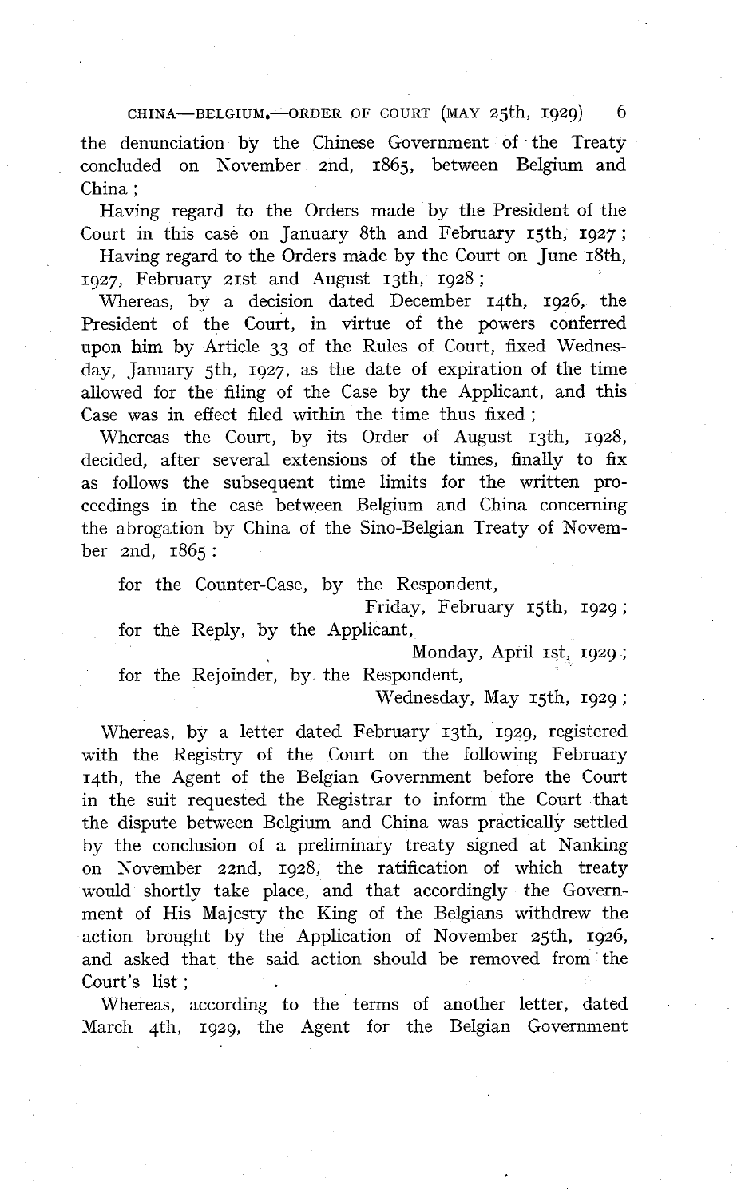the denunciation by the Chinese Government of the Treaty concluded on November 2nd, 1865, between Belgium and China ;

Having regard to the Orders made by the President of the Court in this case on January 8th and February 15th, 1927 ;

Having regard to the Orders made by the Court on June 18th, 1927, February 21st and August 13th, 1928 ;

Whereas, by a decision dated December 14th, 1926, the President of the Court, in virtue of the powers conferred upon him by Article 33 of the Rules of Court, fixed Wednesday, January 5th, 1927, as the date of expiration of the time allowed for the filing of the Case by the Applicant, and this Case was in effect filed within the time thus fixed ;

Whereas the Court, by its Order of August 13th, 1928, decided, after several extensions of the times, finally to fix as follows the subsequent time limits for the written proceedings in the case between Belgium and China concerning the abrogation by China of the Sino-Belgian Treaty of November 2nd, 1865 :

for the Counter-Case, by the Respondent,
Friday, February 15th, 1929 ;

for the Reply, by the Applicant,
Monday, April 1st, 1929 ;

for the Rejoinder, by the Respondent,
Wednesday, May 15th, 1929 ;

Whereas, by a letter dated February 13th, 1929, registered with the Registry of the Court on the following February 14th, the Agent of the Belgian Government before the Court in the suit requested the Registrar to inform the Court that the dispute between Belgium and China was practically settled by the conclusion of a preliminary treaty signed at Nanking on November 22nd, 1928, the ratification of which treaty would shortly take place, and that accordingly the Government of His Majesty the King of the Belgians withdrew the action brought by the Application of November 25th, 1926, and asked that the said action should be removed from the Court's list ;

Whereas, according to the terms of another letter, dated March 4th, 1929, the Agent for the Belgian Government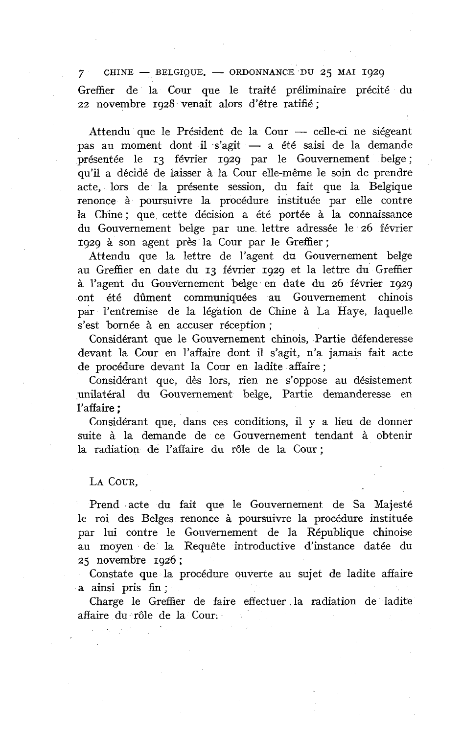Greffier de la Cour que le traité préliminaire précité du 22 novembre 1928 venait alors d'être ratifié ;

Attendu que le Président de la Cour — celle-ci ne siégeant pas au moment dont il s'agit — a été saisi de la demande présentée le 13 février 1929 par le Gouvernement belge ; qu'il a décidé de laisser à la Cour elle-même le soin de prendre acte, lors de la présente session, du fait que la Belgique renonce à poursuivre la procédure instituée par elle contre la Chine ; que cette décision a été portée à la connaissance du Gouvernement belge par une lettre adressée le 26 février 1929 à son agent près la Cour par le Greffier ;

Attendu que la lettre de l'agent du Gouvernement belge au Greffier en date du 13 février 1929 et la lettre du Greffier à l'agent du Gouvernement belge en date du 26 février 1929 ont été dûment communiquées au Gouvernement chinois par l'entremise de la légation de Chine à La Haye, laquelle s'est bornée à en accuser réception ;

Considérant que le Gouvernement chinois, Partie défenderesse devant la Cour en l'affaire dont il s'agit, n'a jamais fait acte de procédure devant la Cour en ladite affaire ;

Considérant que, dès lors, rien ne s'oppose au désistement unilatéral du Gouvernement belge, Partie demanderesse en l'affaire ;

Considérant que, dans ces conditions, il y a lieu de donner suite à la demande de ce Gouvernement tendant à obtenir la radiation de l'affaire du rôle de la Cour ;

LA COUR,

Prend acte du fait que le Gouvernement de Sa Majesté le roi des Belges renonce à poursuivre la procédure instituée par lui contre le Gouvernement de la République chinoise au moyen de la Requête introductive d'instance datée du 25 novembre 1926 ;

Constate que la procédure ouverte au sujet de ladite affaire a ainsi pris fin ;

Charge le Greffier de faire effectuer la radiation de ladite affaire du rôle de la Cour.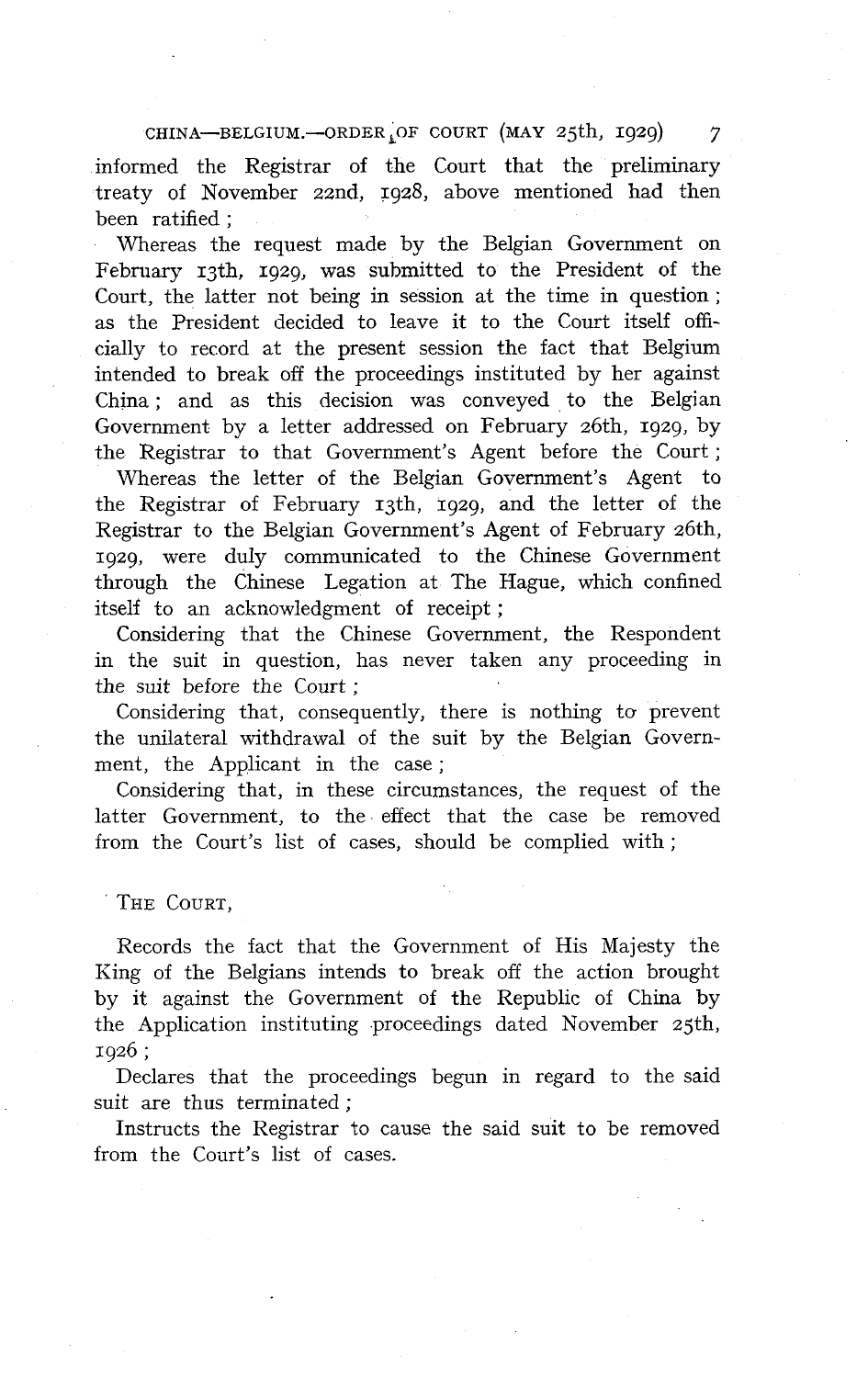informed the Registrar of the Court that the preliminary treaty of November 22nd, 1928, above mentioned had then been ratified ;

Whereas the request made by the Belgian Government on February 13th, 1929, was submitted to the President of the Court, the latter not being in session at the time in question ; as the President decided to leave it to the Court itself officially to record at the present session the fact that Belgium intended to break off the proceedings instituted by her against China ; and as this decision was conveyed to the Belgian Government by a letter addressed on February 26th, 1929, by the Registrar to that Government's Agent before the Court ;

Whereas the letter of the Belgian Government's Agent to the Registrar of February 13th, 1929, and the letter of the Registrar to the Belgian Government's Agent of February 26th, 1929, were duly communicated to the Chinese Government through the Chinese Legation at The Hague, which confined itself to an acknowledgment of receipt ;

Considering that the Chinese Government, the Respondent in the suit in question, has never taken any proceeding in the suit before the Court ;

Considering that, consequently, there is nothing to prevent the unilateral withdrawal of the suit by the Belgian Government, the Applicant in the case ;

Considering that, in these circumstances, the request of the latter Government, to the effect that the case be removed from the Court's list of cases, should be complied with ;

THE COURT,

Records the fact that the Government of His Majesty the King of the Belgians intends to break off the action brought by it against the Government of the Republic of China by the Application instituting proceedings dated November 25th, 1926 ;

Declares that the proceedings begun in regard to the said suit are thus terminated ;

Instructs the Registrar to cause the said suit to be removed from the Court's list of cases.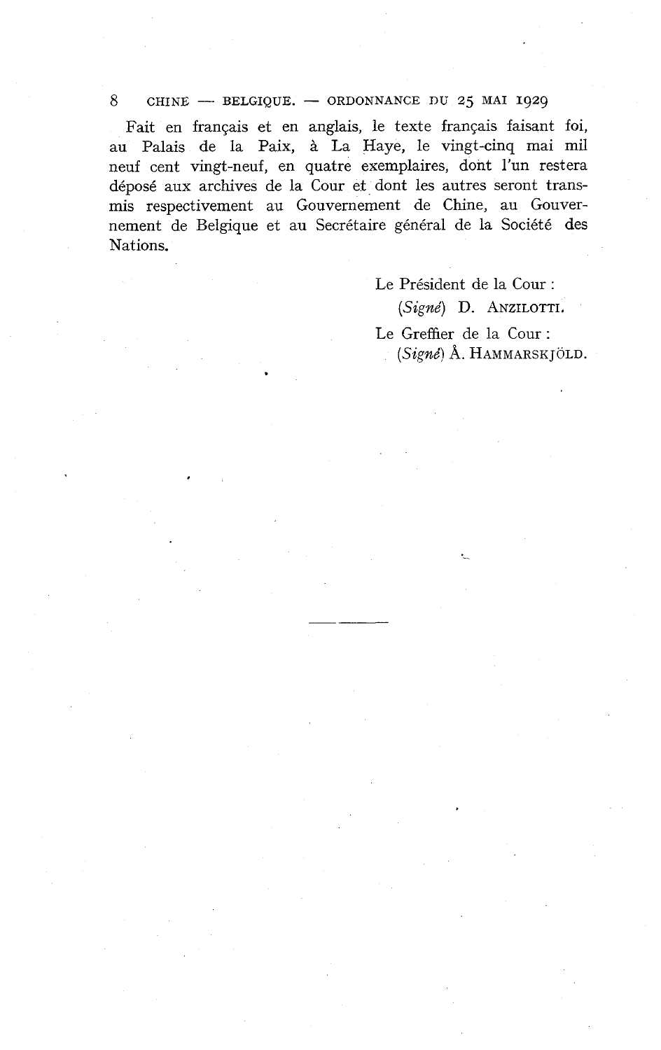Fait en français et en anglais, le texte français faisant foi, au Palais de la Paix, à La Haye, le vingt-cinq mai mil neuf cent vingt-neuf, en quatre exemplaires, dont l'un restera déposé aux archives de la Cour et dont les autres seront transmis respectivement au Gouvernement de Chine, au Gouvernement de Belgique et au Secrétaire général de la Société des Nations.

Le Président de la Cour :
(*Signé*) D. ANZILOTTI.

Le Greffier de la Cour :
(*Signé*) Å. HAMMARSKJÖLD.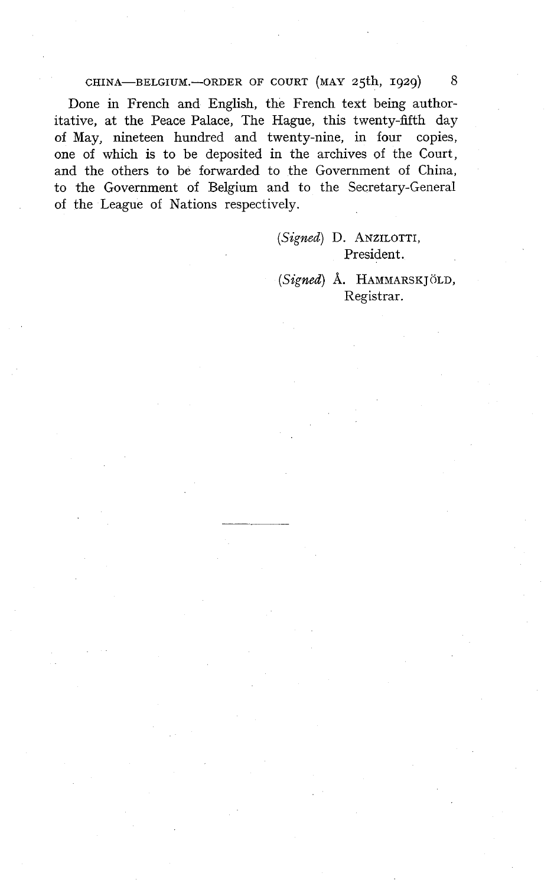Done in French and English, the French text being authoritative, at the Peace Palace, The Hague, this twenty-fifth day of May, nineteen hundred and twenty-nine, in four copies, one of which is to be deposited in the archives of the Court, and the others to be forwarded to the Government of China, to the Government of Belgium and to the Secretary-General of the League of Nations respectively.

(*Signed*) D. ANZILOTTI,
President.

(*Signed*) Å. HAMMARSKJÖLD,
Registrar.